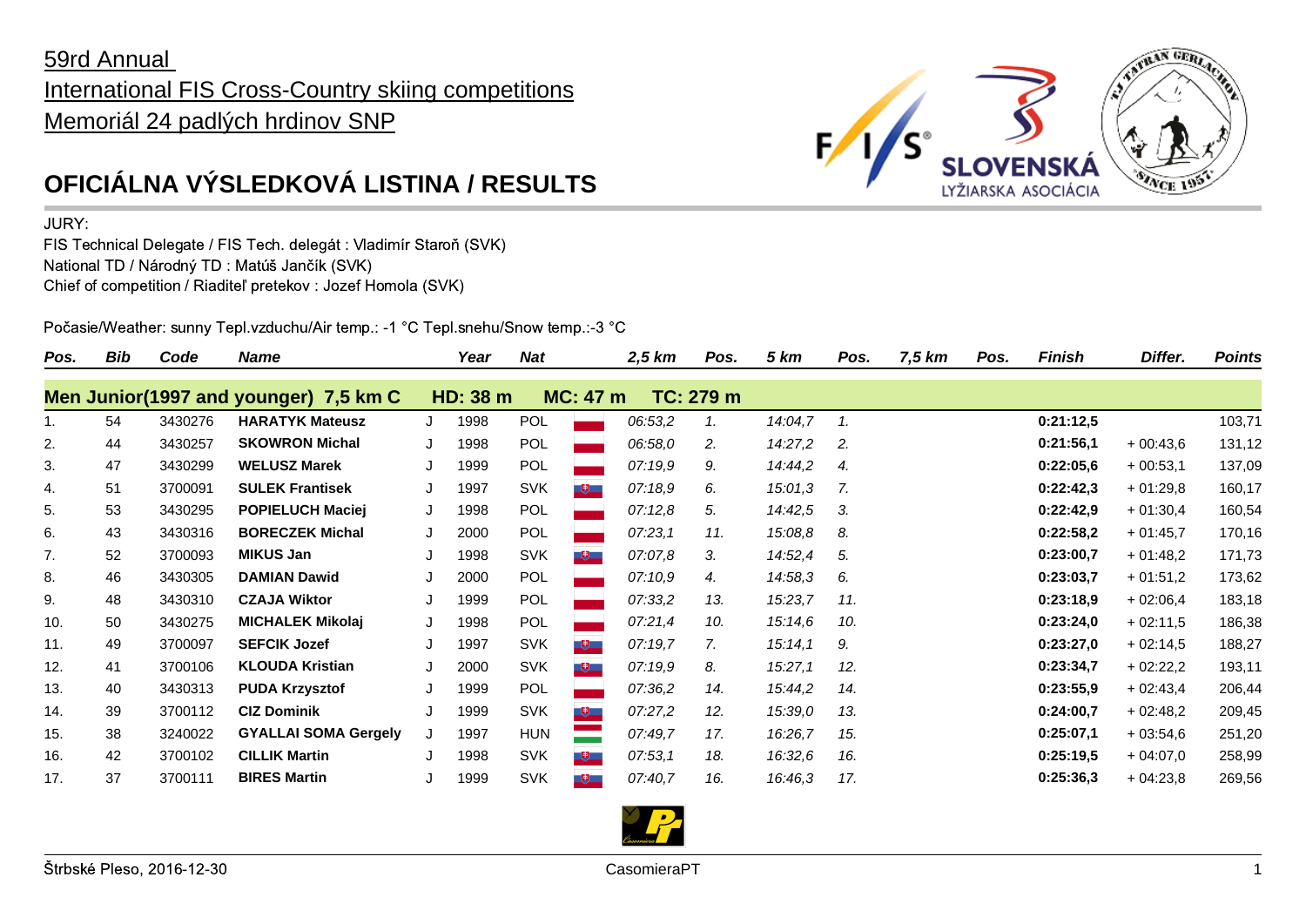59rd Annual

International FIS Cross-Country skiing competitions

Memoriál 24 padlých hrdinov SNP

# OFICIÁLNA VÝSLEDKOVÁ LISTINA / RESULTS

JURY:

FIS Technical Delegate / FIS Tech. delegát : Vladimír Staroň (SVK)

National TD / Národný TD : Matúš Jančík (SVK)

Chief of competition / Riaditeľ pretekov : Jozef Homola (SVK)

Počasie/Weather: sunny Tepl.vzduchu/Air temp.: -1 °C Tepl.snehu/Snow temp.:-3 °C

| Pos. | Bib | Code | Name | | Year | Nat | 2,5 km | Pos. | 5 km | Pos. | 7,5 km | Pos. | Finish | Differ. | Points |
|---|---|---|---|---|---|---|---|---|---|---|---|---|---|---|---|
| **Men Junior(1997 and younger) 7,5 km C** | | | | | **HD: 38 m** | **MC: 47 m** | **TC: 279 m** | | | | | | | | |
| 1. | 54 | 3430276 | **HARATYK Mateusz** | J | 1998 | POL | *06:53,2* | *1.* | *14:04,7* | *1.* | | | **0:21:12,5** | | 103,71 |
| 2. | 44 | 3430257 | **SKOWRON Michal** | J | 1998 | POL | *06:58,0* | *2.* | *14:27,2* | *2.* | | | **0:21:56,1** | + 00:43,6 | 131,12 |
| 3. | 47 | 3430299 | **WELUSZ Marek** | J | 1999 | POL | *07:19,9* | *9.* | *14:44,2* | *4.* | | | **0:22:05,6** | + 00:53,1 | 137,09 |
| 4. | 51 | 3700091 | **SULEK Frantisek** | J | 1997 | SVK | *07:18,9* | *6.* | *15:01,3* | *7.* | | | **0:22:42,3** | + 01:29,8 | 160,17 |
| 5. | 53 | 3430295 | **POPIELUCH Maciej** | J | 1998 | POL | *07:12,8* | *5.* | *14:42,5* | *3.* | | | **0:22:42,9** | + 01:30,4 | 160,54 |
| 6. | 43 | 3430316 | **BORECZEK Michal** | J | 2000 | POL | *07:23,1* | *11.* | *15:08,8* | *8.* | | | **0:22:58,2** | + 01:45,7 | 170,16 |
| 7. | 52 | 3700093 | **MIKUS Jan** | J | 1998 | SVK | *07:07,8* | *3.* | *14:52,4* | *5.* | | | **0:23:00,7** | + 01:48,2 | 171,73 |
| 8. | 46 | 3430305 | **DAMIAN Dawid** | J | 2000 | POL | *07:10,9* | *4.* | *14:58,3* | *6.* | | | **0:23:03,7** | + 01:51,2 | 173,62 |
| 9. | 48 | 3430310 | **CZAJA Wiktor** | J | 1999 | POL | *07:33,2* | *13.* | *15:23,7* | *11.* | | | **0:23:18,9** | + 02:06,4 | 183,18 |
| 10. | 50 | 3430275 | **MICHALEK Mikolaj** | J | 1998 | POL | *07:21,4* | *10.* | *15:14,6* | *10.* | | | **0:23:24,0** | + 02:11,5 | 186,38 |
| 11. | 49 | 3700097 | **SEFCIK Jozef** | J | 1997 | SVK | *07:19,7* | *7.* | *15:14,1* | *9.* | | | **0:23:27,0** | + 02:14,5 | 188,27 |
| 12. | 41 | 3700106 | **KLOUDA Kristian** | J | 2000 | SVK | *07:19,9* | *8.* | *15:27,1* | *12.* | | | **0:23:34,7** | + 02:22,2 | 193,11 |
| 13. | 40 | 3430313 | **PUDA Krzysztof** | J | 1999 | POL | *07:36,2* | *14.* | *15:44,2* | *14.* | | | **0:23:55,9** | + 02:43,4 | 206,44 |
| 14. | 39 | 3700112 | **CIZ Dominik** | J | 1999 | SVK | *07:27,2* | *12.* | *15:39,0* | *13.* | | | **0:24:00,7** | + 02:48,2 | 209,45 |
| 15. | 38 | 3240022 | **GYALLAI SOMA Gergely** | J | 1997 | HUN | *07:49,7* | *17.* | *16:26,7* | *15.* | | | **0:25:07,1** | + 03:54,6 | 251,20 |
| 16. | 42 | 3700102 | **CILLIK Martin** | J | 1998 | SVK | *07:53,1* | *18.* | *16:32,6* | *16.* | | | **0:25:19,5** | + 04:07,0 | 258,99 |
| 17. | 37 | 3700111 | **BIRES Martin** | J | 1999 | SVK | *07:40,7* | *16.* | *16:46,3* | *17.* | | | **0:25:36,3** | + 04:23,8 | 269,56 |

Štrbské Pleso, 2016-12-30 CasomieraPT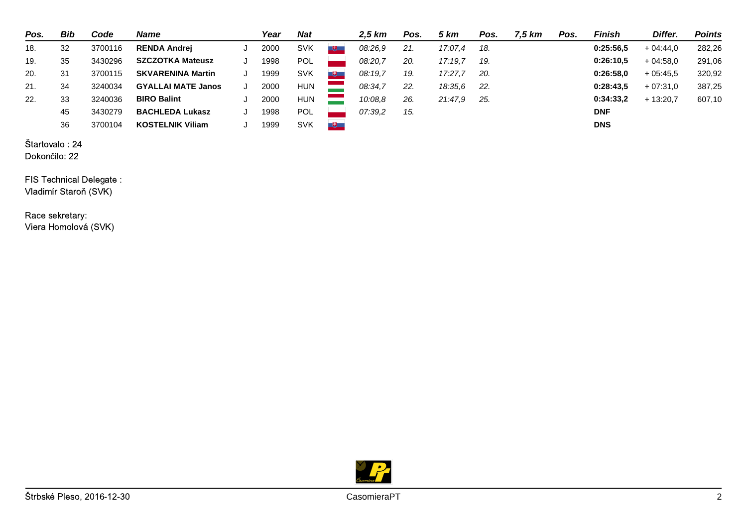| Pos. | Bib | Code | Name | | Year | Nat | | 2,5 km | Pos. | 5 km | Pos. | 7,5 km | Pos. | Finish | Differ. | Points |
|---|---|---|---|---|---|---|---|---|---|---|---|---|---|---|---|---|
| 18. | 32 | 3700116 | **RENDA Andrej** | J | 2000 | SVK | | *08:26,9* | *21.* | *17:07,4* | *18.* | | | **0:25:56,5** | + 04:44,0 | 282,26 |
| 19. | 35 | 3430296 | **SZCZOTKA Mateusz** | J | 1998 | POL | | *08:20,7* | *20.* | *17:19,7* | *19.* | | | **0:26:10,5** | + 04:58,0 | 291,06 |
| 20. | 31 | 3700115 | **SKVARENINA Martin** | J | 1999 | SVK | | *08:19,7* | *19.* | *17:27,7* | *20.* | | | **0:26:58,0** | + 05:45,5 | 320,92 |
| 21. | 34 | 3240034 | **GYALLAI MATE Janos** | J | 2000 | HUN | | *08:34,7* | *22.* | *18:35,6* | *22.* | | | **0:28:43,5** | + 07:31,0 | 387,25 |
| 22. | 33 | 3240036 | **BIRO Balint** | J | 2000 | HUN | | *10:08,8* | *26.* | *21:47,9* | *25.* | | | **0:34:33,2** | + 13:20,7 | 607,10 |
| | 45 | 3430279 | **BACHLEDA Lukasz** | J | 1998 | POL | | *07:39,2* | *15.* | | | | | **DNF** | | |
| | 36 | 3700104 | **KOSTELNIK Viliam** | J | 1999 | SVK | | | | | | | | **DNS** | | |

Štartovalo : 24
Dokončilo: 22

FIS Technical Delegate :
Vladimír Staroň (SVK)

Race sekretary:
Viera Homolová (SVK)

Štrbské Pleso, 2016-12-30 CasomieraPT